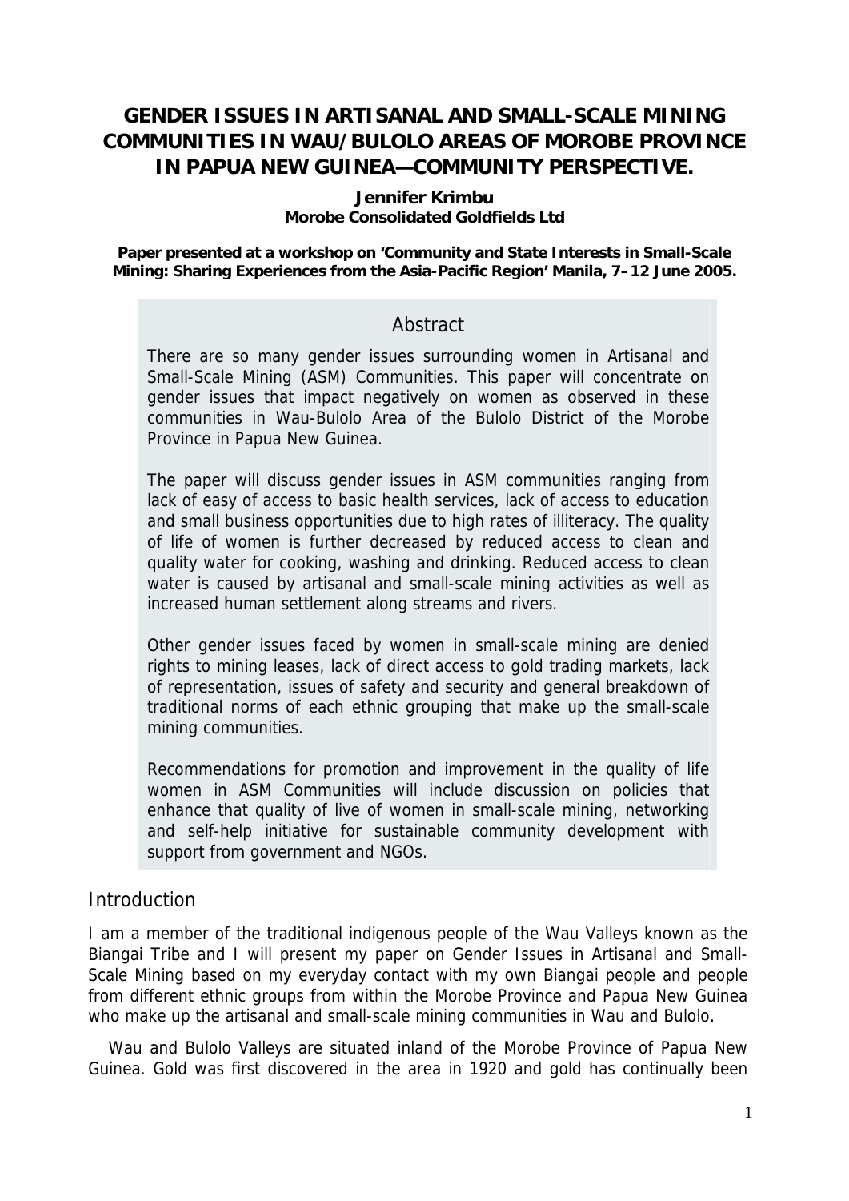# GENDER ISSUES IN ARTISANAL AND SMALL-SCALE MINING COMMUNITIES IN WAU/BULOLO AREAS OF MOROBE PROVINCE IN PAPUA NEW GUINEA—COMMUNITY PERSPECTIVE.

**Jennifer Krimbu**
**Morobe Consolidated Goldfields Ltd**

**Paper presented at a workshop on 'Community and State Interests in Small-Scale Mining: Sharing Experiences from the Asia-Pacific Region' Manila, 7–12 June 2005.**

## Abstract

There are so many gender issues surrounding women in Artisanal and Small-Scale Mining (ASM) Communities. This paper will concentrate on gender issues that impact negatively on women as observed in these communities in Wau-Bulolo Area of the Bulolo District of the Morobe Province in Papua New Guinea.

The paper will discuss gender issues in ASM communities ranging from lack of easy of access to basic health services, lack of access to education and small business opportunities due to high rates of illiteracy. The quality of life of women is further decreased by reduced access to clean and quality water for cooking, washing and drinking. Reduced access to clean water is caused by artisanal and small-scale mining activities as well as increased human settlement along streams and rivers.

Other gender issues faced by women in small-scale mining are denied rights to mining leases, lack of direct access to gold trading markets, lack of representation, issues of safety and security and general breakdown of traditional norms of each ethnic grouping that make up the small-scale mining communities.

Recommendations for promotion and improvement in the quality of life women in ASM Communities will include discussion on policies that enhance that quality of live of women in small-scale mining, networking and self-help initiative for sustainable community development with support from government and NGOs.

## Introduction

I am a member of the traditional indigenous people of the Wau Valleys known as the Biangai Tribe and I will present my paper on Gender Issues in Artisanal and Small-Scale Mining based on my everyday contact with my own Biangai people and people from different ethnic groups from within the Morobe Province and Papua New Guinea who make up the artisanal and small-scale mining communities in Wau and Bulolo.

Wau and Bulolo Valleys are situated inland of the Morobe Province of Papua New Guinea. Gold was first discovered in the area in 1920 and gold has continually been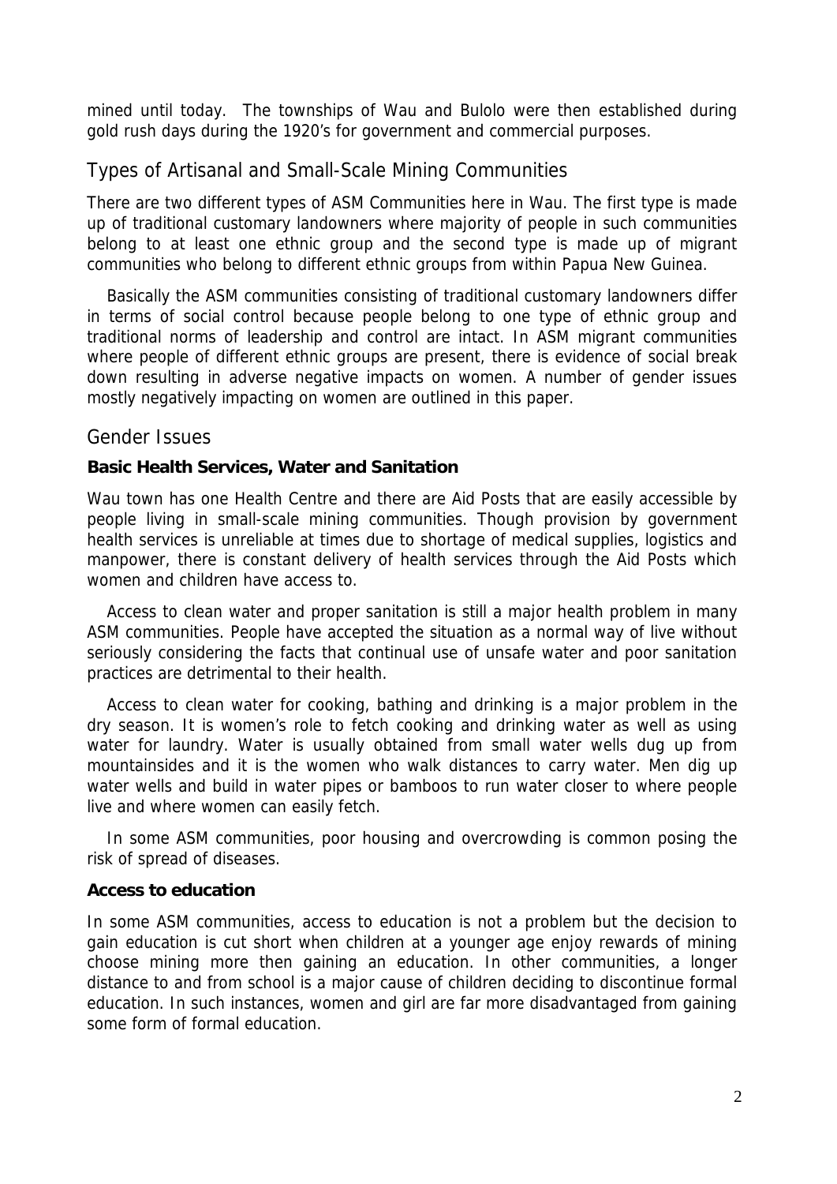mined until today. The townships of Wau and Bulolo were then established during gold rush days during the 1920's for government and commercial purposes.

## Types of Artisanal and Small-Scale Mining Communities

There are two different types of ASM Communities here in Wau. The first type is made up of traditional customary landowners where majority of people in such communities belong to at least one ethnic group and the second type is made up of migrant communities who belong to different ethnic groups from within Papua New Guinea.

Basically the ASM communities consisting of traditional customary landowners differ in terms of social control because people belong to one type of ethnic group and traditional norms of leadership and control are intact. In ASM migrant communities where people of different ethnic groups are present, there is evidence of social break down resulting in adverse negative impacts on women. A number of gender issues mostly negatively impacting on women are outlined in this paper.

## Gender Issues

### Basic Health Services, Water and Sanitation

Wau town has one Health Centre and there are Aid Posts that are easily accessible by people living in small-scale mining communities. Though provision by government health services is unreliable at times due to shortage of medical supplies, logistics and manpower, there is constant delivery of health services through the Aid Posts which women and children have access to.

Access to clean water and proper sanitation is still a major health problem in many ASM communities. People have accepted the situation as a normal way of live without seriously considering the facts that continual use of unsafe water and poor sanitation practices are detrimental to their health.

Access to clean water for cooking, bathing and drinking is a major problem in the dry season. It is women's role to fetch cooking and drinking water as well as using water for laundry. Water is usually obtained from small water wells dug up from mountainsides and it is the women who walk distances to carry water. Men dig up water wells and build in water pipes or bamboos to run water closer to where people live and where women can easily fetch.

In some ASM communities, poor housing and overcrowding is common posing the risk of spread of diseases.

### Access to education

In some ASM communities, access to education is not a problem but the decision to gain education is cut short when children at a younger age enjoy rewards of mining choose mining more then gaining an education. In other communities, a longer distance to and from school is a major cause of children deciding to discontinue formal education. In such instances, women and girl are far more disadvantaged from gaining some form of formal education.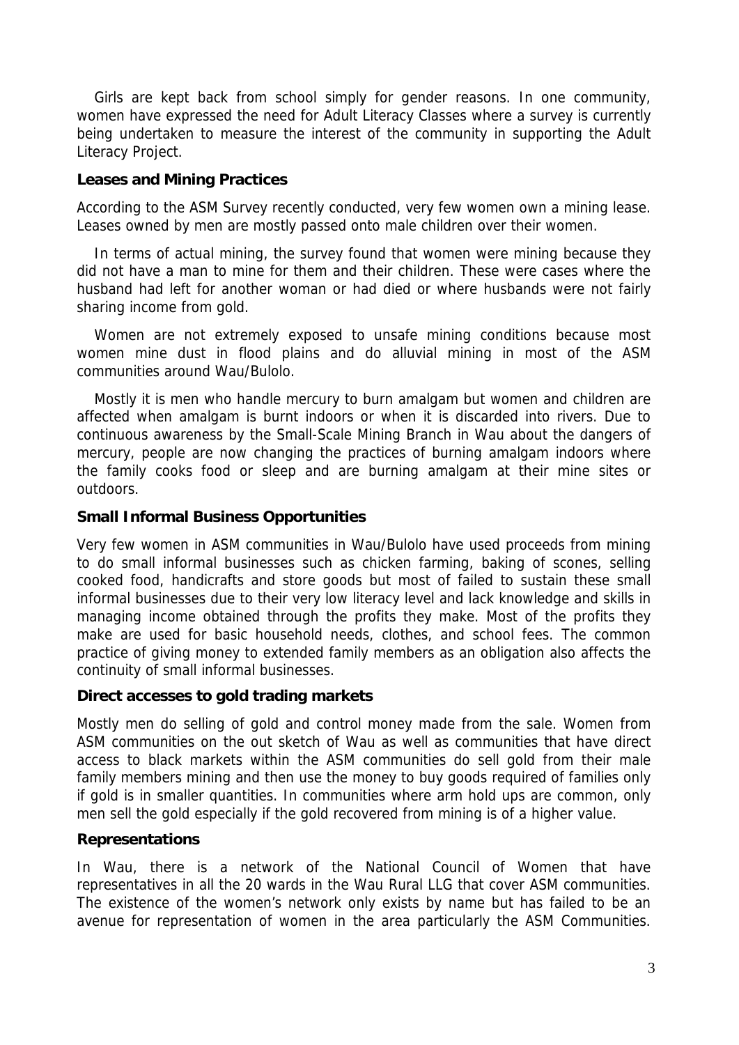Girls are kept back from school simply for gender reasons. In one community, women have expressed the need for Adult Literacy Classes where a survey is currently being undertaken to measure the interest of the community in supporting the Adult Literacy Project.

**Leases and Mining Practices**

According to the ASM Survey recently conducted, very few women own a mining lease. Leases owned by men are mostly passed onto male children over their women.

In terms of actual mining, the survey found that women were mining because they did not have a man to mine for them and their children. These were cases where the husband had left for another woman or had died or where husbands were not fairly sharing income from gold.

Women are not extremely exposed to unsafe mining conditions because most women mine dust in flood plains and do alluvial mining in most of the ASM communities around Wau/Bulolo.

Mostly it is men who handle mercury to burn amalgam but women and children are affected when amalgam is burnt indoors or when it is discarded into rivers. Due to continuous awareness by the Small-Scale Mining Branch in Wau about the dangers of mercury, people are now changing the practices of burning amalgam indoors where the family cooks food or sleep and are burning amalgam at their mine sites or outdoors.

**Small Informal Business Opportunities**

Very few women in ASM communities in Wau/Bulolo have used proceeds from mining to do small informal businesses such as chicken farming, baking of scones, selling cooked food, handicrafts and store goods but most of failed to sustain these small informal businesses due to their very low literacy level and lack knowledge and skills in managing income obtained through the profits they make. Most of the profits they make are used for basic household needs, clothes, and school fees. The common practice of giving money to extended family members as an obligation also affects the continuity of small informal businesses.

**Direct accesses to gold trading markets**

Mostly men do selling of gold and control money made from the sale. Women from ASM communities on the out sketch of Wau as well as communities that have direct access to black markets within the ASM communities do sell gold from their male family members mining and then use the money to buy goods required of families only if gold is in smaller quantities. In communities where arm hold ups are common, only men sell the gold especially if the gold recovered from mining is of a higher value.

**Representations**

In Wau, there is a network of the National Council of Women that have representatives in all the 20 wards in the Wau Rural LLG that cover ASM communities. The existence of the women's network only exists by name but has failed to be an avenue for representation of women in the area particularly the ASM Communities.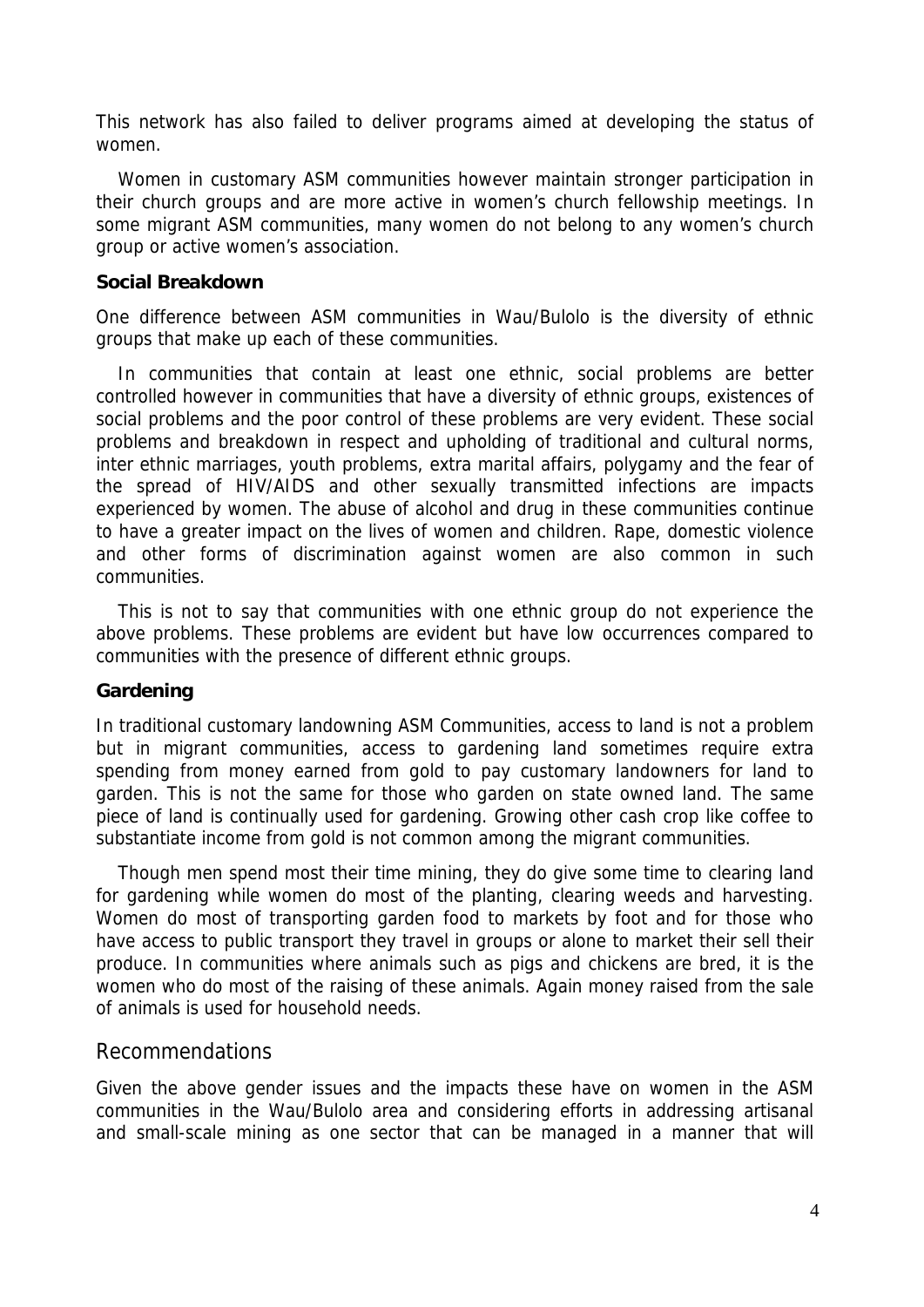This network has also failed to deliver programs aimed at developing the status of women.

Women in customary ASM communities however maintain stronger participation in their church groups and are more active in women's church fellowship meetings. In some migrant ASM communities, many women do not belong to any women's church group or active women's association.

**Social Breakdown**

One difference between ASM communities in Wau/Bulolo is the diversity of ethnic groups that make up each of these communities.

In communities that contain at least one ethnic, social problems are better controlled however in communities that have a diversity of ethnic groups, existences of social problems and the poor control of these problems are very evident. These social problems and breakdown in respect and upholding of traditional and cultural norms, inter ethnic marriages, youth problems, extra marital affairs, polygamy and the fear of the spread of HIV/AIDS and other sexually transmitted infections are impacts experienced by women. The abuse of alcohol and drug in these communities continue to have a greater impact on the lives of women and children. Rape, domestic violence and other forms of discrimination against women are also common in such communities.

This is not to say that communities with one ethnic group do not experience the above problems. These problems are evident but have low occurrences compared to communities with the presence of different ethnic groups.

**Gardening**

In traditional customary landowning ASM Communities, access to land is not a problem but in migrant communities, access to gardening land sometimes require extra spending from money earned from gold to pay customary landowners for land to garden. This is not the same for those who garden on state owned land. The same piece of land is continually used for gardening. Growing other cash crop like coffee to substantiate income from gold is not common among the migrant communities.

Though men spend most their time mining, they do give some time to clearing land for gardening while women do most of the planting, clearing weeds and harvesting. Women do most of transporting garden food to markets by foot and for those who have access to public transport they travel in groups or alone to market their sell their produce. In communities where animals such as pigs and chickens are bred, it is the women who do most of the raising of these animals. Again money raised from the sale of animals is used for household needs.

## Recommendations

Given the above gender issues and the impacts these have on women in the ASM communities in the Wau/Bulolo area and considering efforts in addressing artisanal and small-scale mining as one sector that can be managed in a manner that will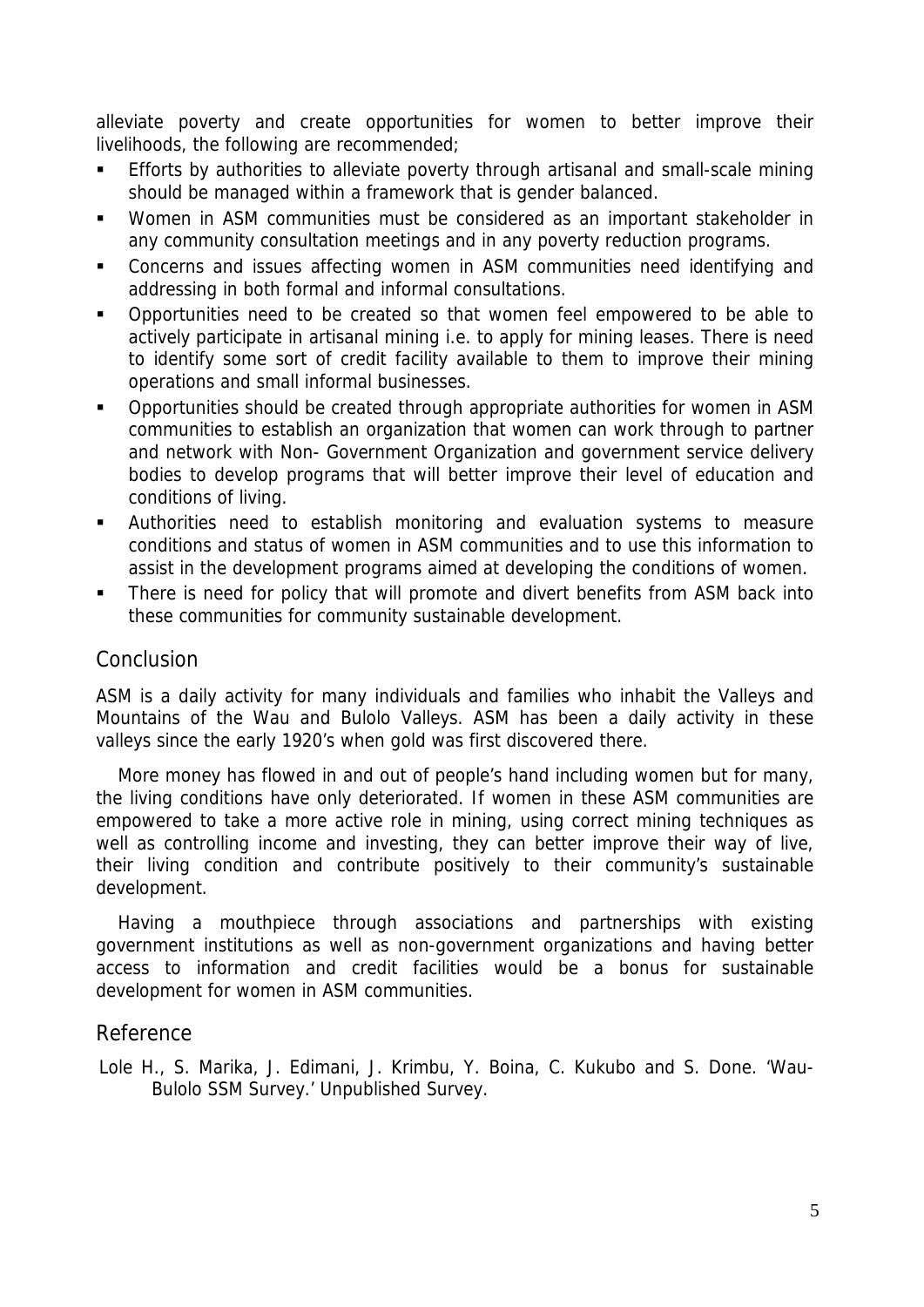alleviate poverty and create opportunities for women to better improve their livelihoods, the following are recommended;

- Efforts by authorities to alleviate poverty through artisanal and small-scale mining should be managed within a framework that is gender balanced.
- Women in ASM communities must be considered as an important stakeholder in any community consultation meetings and in any poverty reduction programs.
- Concerns and issues affecting women in ASM communities need identifying and addressing in both formal and informal consultations.
- Opportunities need to be created so that women feel empowered to be able to actively participate in artisanal mining i.e. to apply for mining leases. There is need to identify some sort of credit facility available to them to improve their mining operations and small informal businesses.
- Opportunities should be created through appropriate authorities for women in ASM communities to establish an organization that women can work through to partner and network with Non- Government Organization and government service delivery bodies to develop programs that will better improve their level of education and conditions of living.
- Authorities need to establish monitoring and evaluation systems to measure conditions and status of women in ASM communities and to use this information to assist in the development programs aimed at developing the conditions of women.
- There is need for policy that will promote and divert benefits from ASM back into these communities for community sustainable development.

## Conclusion

ASM is a daily activity for many individuals and families who inhabit the Valleys and Mountains of the Wau and Bulolo Valleys. ASM has been a daily activity in these valleys since the early 1920's when gold was first discovered there.

More money has flowed in and out of people's hand including women but for many, the living conditions have only deteriorated. If women in these ASM communities are empowered to take a more active role in mining, using correct mining techniques as well as controlling income and investing, they can better improve their way of live, their living condition and contribute positively to their community's sustainable development.

Having a mouthpiece through associations and partnerships with existing government institutions as well as non-government organizations and having better access to information and credit facilities would be a bonus for sustainable development for women in ASM communities.

## Reference

Lole H., S. Marika, J. Edimani, J. Krimbu, Y. Boina, C. Kukubo and S. Done. 'Wau-Bulolo SSM Survey.' Unpublished Survey.